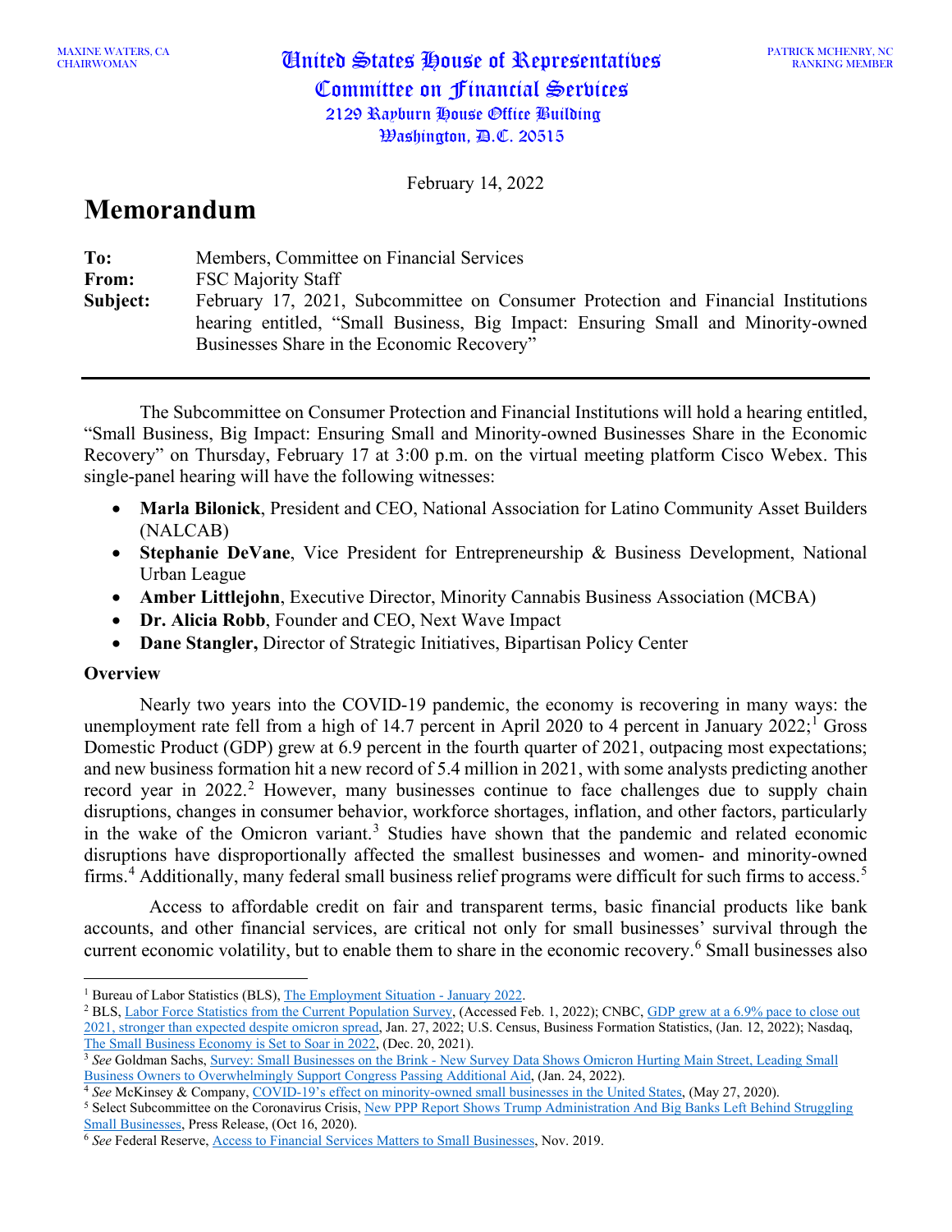MAXINE WATERS, CA
CHAIRWOMAN

# United States House of Representatives
## Committee on Financial Services
2129 Rayburn House Office Building
Washington, D.C. 20515

PATRICK MCHENRY, NC
RANKING MEMBER

February 14, 2022

# Memorandum

**To:** Members, Committee on Financial Services
**From:** FSC Majority Staff
**Subject:** February 17, 2021, Subcommittee on Consumer Protection and Financial Institutions hearing entitled, "Small Business, Big Impact: Ensuring Small and Minority-owned Businesses Share in the Economic Recovery"

---

The Subcommittee on Consumer Protection and Financial Institutions will hold a hearing entitled, "Small Business, Big Impact: Ensuring Small and Minority-owned Businesses Share in the Economic Recovery" on Thursday, February 17 at 3:00 p.m. on the virtual meeting platform Cisco Webex. This single-panel hearing will have the following witnesses:

- **Marla Bilonick**, President and CEO, National Association for Latino Community Asset Builders (NALCAB)
- **Stephanie DeVane**, Vice President for Entrepreneurship & Business Development, National Urban League
- **Amber Littlejohn**, Executive Director, Minority Cannabis Business Association (MCBA)
- **Dr. Alicia Robb**, Founder and CEO, Next Wave Impact
- **Dane Stangler,** Director of Strategic Initiatives, Bipartisan Policy Center

**Overview**

Nearly two years into the COVID-19 pandemic, the economy is recovering in many ways: the unemployment rate fell from a high of 14.7 percent in April 2020 to 4 percent in January 2022;[1] Gross Domestic Product (GDP) grew at 6.9 percent in the fourth quarter of 2021, outpacing most expectations; and new business formation hit a new record of 5.4 million in 2021, with some analysts predicting another record year in 2022.[2] However, many businesses continue to face challenges due to supply chain disruptions, changes in consumer behavior, workforce shortages, inflation, and other factors, particularly in the wake of the Omicron variant.[3] Studies have shown that the pandemic and related economic disruptions have disproportionally affected the smallest businesses and women- and minority-owned firms.[4] Additionally, many federal small business relief programs were difficult for such firms to access.[5]

Access to affordable credit on fair and transparent terms, basic financial products like bank accounts, and other financial services, are critical not only for small businesses' survival through the current economic volatility, but to enable them to share in the economic recovery.[6] Small businesses also

---

[1] Bureau of Labor Statistics (BLS), The Employment Situation - January 2022.
[2] BLS, Labor Force Statistics from the Current Population Survey, (Accessed Feb. 1, 2022); CNBC, GDP grew at a 6.9% pace to close out 2021, stronger than expected despite omicron spread, Jan. 27, 2022; U.S. Census, Business Formation Statistics, (Jan. 12, 2022); Nasdaq, The Small Business Economy is Set to Soar in 2022, (Dec. 20, 2021).
[3] *See* Goldman Sachs, Survey: Small Businesses on the Brink - New Survey Data Shows Omicron Hurting Main Street, Leading Small Business Owners to Overwhelmingly Support Congress Passing Additional Aid, (Jan. 24, 2022).
[4] *See* McKinsey & Company, COVID-19's effect on minority-owned small businesses in the United States, (May 27, 2020).
[5] Select Subcommittee on the Coronavirus Crisis, New PPP Report Shows Trump Administration And Big Banks Left Behind Struggling Small Businesses, Press Release, (Oct 16, 2020).
[6] *See* Federal Reserve, Access to Financial Services Matters to Small Businesses, Nov. 2019.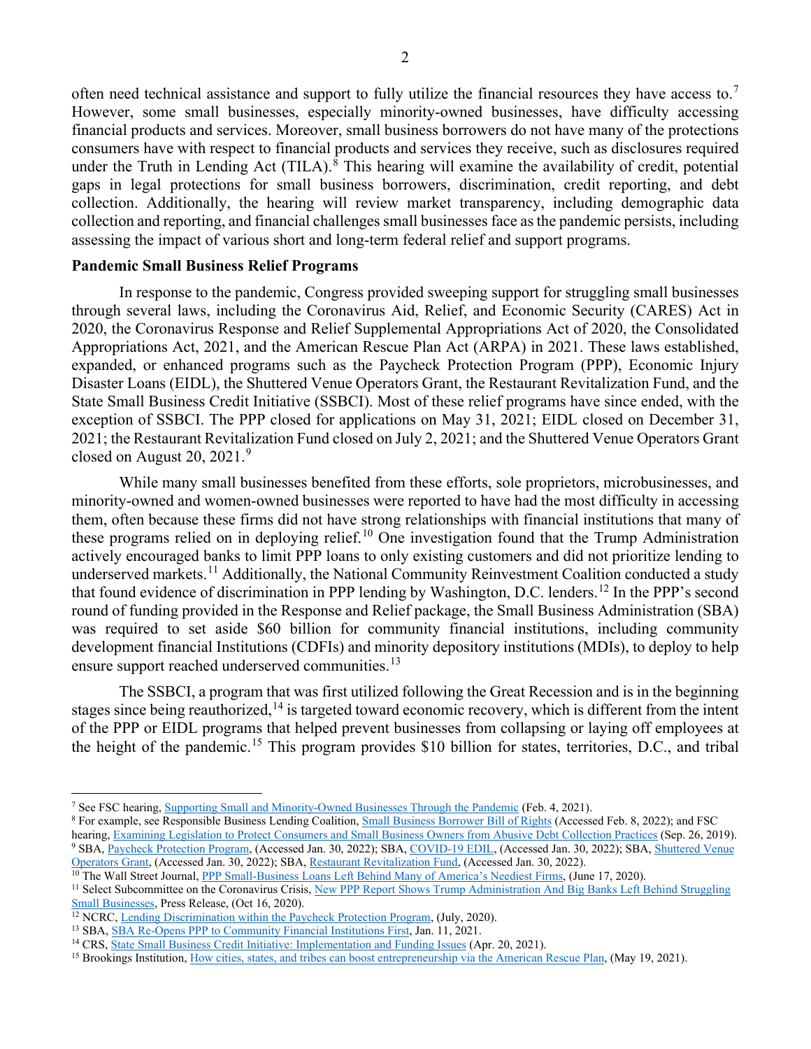often need technical assistance and support to fully utilize the financial resources they have access to.[7] However, some small businesses, especially minority-owned businesses, have difficulty accessing financial products and services. Moreover, small business borrowers do not have many of the protections consumers have with respect to financial products and services they receive, such as disclosures required under the Truth in Lending Act (TILA).[8] This hearing will examine the availability of credit, potential gaps in legal protections for small business borrowers, discrimination, credit reporting, and debt collection. Additionally, the hearing will review market transparency, including demographic data collection and reporting, and financial challenges small businesses face as the pandemic persists, including assessing the impact of various short and long-term federal relief and support programs.

**Pandemic Small Business Relief Programs**

In response to the pandemic, Congress provided sweeping support for struggling small businesses through several laws, including the Coronavirus Aid, Relief, and Economic Security (CARES) Act in 2020, the Coronavirus Response and Relief Supplemental Appropriations Act of 2020, the Consolidated Appropriations Act, 2021, and the American Rescue Plan Act (ARPA) in 2021. These laws established, expanded, or enhanced programs such as the Paycheck Protection Program (PPP), Economic Injury Disaster Loans (EIDL), the Shuttered Venue Operators Grant, the Restaurant Revitalization Fund, and the State Small Business Credit Initiative (SSBCI). Most of these relief programs have since ended, with the exception of SSBCI. The PPP closed for applications on May 31, 2021; EIDL closed on December 31, 2021; the Restaurant Revitalization Fund closed on July 2, 2021; and the Shuttered Venue Operators Grant closed on August 20, 2021.[9]

While many small businesses benefited from these efforts, sole proprietors, microbusinesses, and minority-owned and women-owned businesses were reported to have had the most difficulty in accessing them, often because these firms did not have strong relationships with financial institutions that many of these programs relied on in deploying relief.[10] One investigation found that the Trump Administration actively encouraged banks to limit PPP loans to only existing customers and did not prioritize lending to underserved markets.[11] Additionally, the National Community Reinvestment Coalition conducted a study that found evidence of discrimination in PPP lending by Washington, D.C. lenders.[12] In the PPP's second round of funding provided in the Response and Relief package, the Small Business Administration (SBA) was required to set aside $60 billion for community financial institutions, including community development financial Institutions (CDFIs) and minority depository institutions (MDIs), to deploy to help ensure support reached underserved communities.[13]

The SSBCI, a program that was first utilized following the Great Recession and is in the beginning stages since being reauthorized,[14] is targeted toward economic recovery, which is different from the intent of the PPP or EIDL programs that helped prevent businesses from collapsing or laying off employees at the height of the pandemic.[15] This program provides $10 billion for states, territories, D.C., and tribal

---

[7] See FSC hearing, Supporting Small and Minority-Owned Businesses Through the Pandemic (Feb. 4, 2021).

[8] For example, see Responsible Business Lending Coalition, Small Business Borrower Bill of Rights (Accessed Feb. 8, 2022); and FSC hearing, Examining Legislation to Protect Consumers and Small Business Owners from Abusive Debt Collection Practices (Sep. 26, 2019).

[9] SBA, Paycheck Protection Program, (Accessed Jan. 30, 2022); SBA, COVID-19 EDIL, (Accessed Jan. 30, 2022); SBA, Shuttered Venue Operators Grant, (Accessed Jan. 30, 2022); SBA, Restaurant Revitalization Fund, (Accessed Jan. 30, 2022).

[10] The Wall Street Journal, PPP Small-Business Loans Left Behind Many of America's Neediest Firms, (June 17, 2020).

[11] Select Subcommittee on the Coronavirus Crisis, New PPP Report Shows Trump Administration And Big Banks Left Behind Struggling Small Businesses, Press Release, (Oct 16, 2020).

[12] NCRC, Lending Discrimination within the Paycheck Protection Program, (July, 2020).

[13] SBA, SBA Re-Opens PPP to Community Financial Institutions First, Jan. 11, 2021.

[14] CRS, State Small Business Credit Initiative: Implementation and Funding Issues (Apr. 20, 2021).

[15] Brookings Institution, How cities, states, and tribes can boost entrepreneurship via the American Rescue Plan, (May 19, 2021).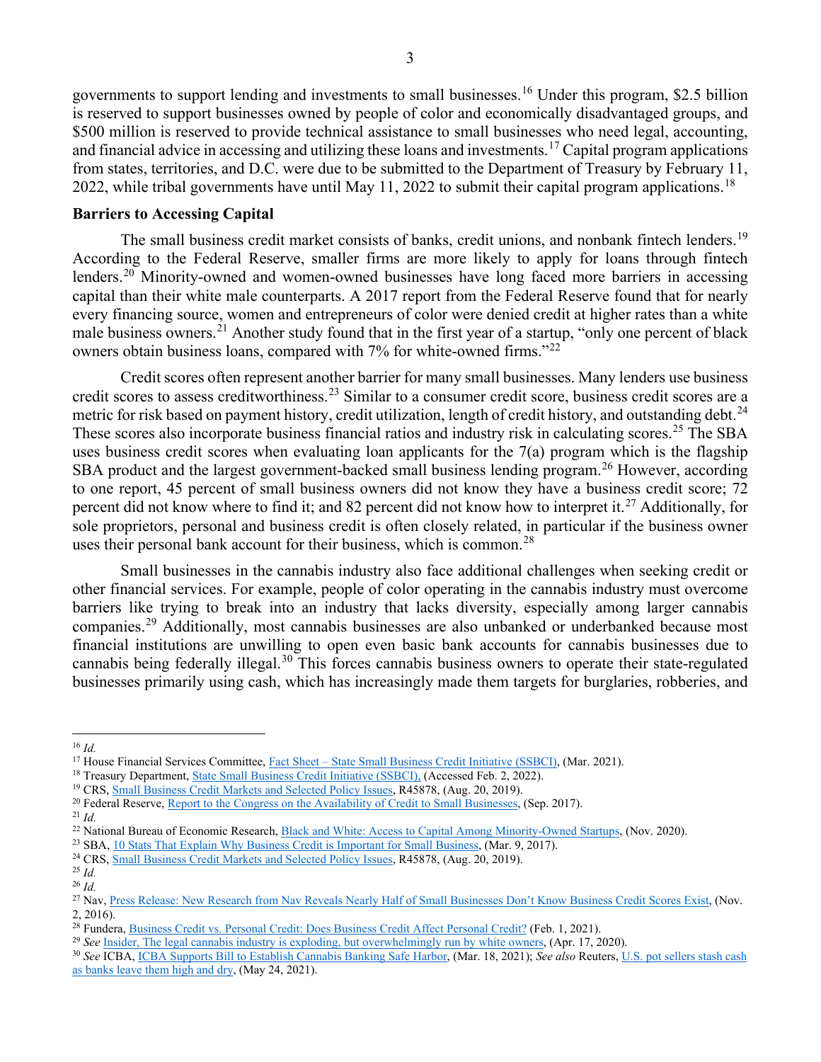governments to support lending and investments to small businesses.[16] Under this program, $2.5 billion is reserved to support businesses owned by people of color and economically disadvantaged groups, and $500 million is reserved to provide technical assistance to small businesses who need legal, accounting, and financial advice in accessing and utilizing these loans and investments.[17] Capital program applications from states, territories, and D.C. were due to be submitted to the Department of Treasury by February 11, 2022, while tribal governments have until May 11, 2022 to submit their capital program applications.[18]

**Barriers to Accessing Capital**

The small business credit market consists of banks, credit unions, and nonbank fintech lenders.[19] According to the Federal Reserve, smaller firms are more likely to apply for loans through fintech lenders.[20] Minority-owned and women-owned businesses have long faced more barriers in accessing capital than their white male counterparts. A 2017 report from the Federal Reserve found that for nearly every financing source, women and entrepreneurs of color were denied credit at higher rates than a white male business owners.[21] Another study found that in the first year of a startup, "only one percent of black owners obtain business loans, compared with 7% for white-owned firms."[22]

Credit scores often represent another barrier for many small businesses. Many lenders use business credit scores to assess creditworthiness.[23] Similar to a consumer credit score, business credit scores are a metric for risk based on payment history, credit utilization, length of credit history, and outstanding debt.[24] These scores also incorporate business financial ratios and industry risk in calculating scores.[25] The SBA uses business credit scores when evaluating loan applicants for the 7(a) program which is the flagship SBA product and the largest government-backed small business lending program.[26] However, according to one report, 45 percent of small business owners did not know they have a business credit score; 72 percent did not know where to find it; and 82 percent did not know how to interpret it.[27] Additionally, for sole proprietors, personal and business credit is often closely related, in particular if the business owner uses their personal bank account for their business, which is common.[28]

Small businesses in the cannabis industry also face additional challenges when seeking credit or other financial services. For example, people of color operating in the cannabis industry must overcome barriers like trying to break into an industry that lacks diversity, especially among larger cannabis companies.[29] Additionally, most cannabis businesses are also unbanked or underbanked because most financial institutions are unwilling to open even basic bank accounts for cannabis businesses due to cannabis being federally illegal.[30] This forces cannabis business owners to operate their state-regulated businesses primarily using cash, which has increasingly made them targets for burglaries, robberies, and

---

[16] *Id.*

[17] House Financial Services Committee, Fact Sheet – State Small Business Credit Initiative (SSBCI), (Mar. 2021).

[18] Treasury Department, State Small Business Credit Initiative (SSBCI), (Accessed Feb. 2, 2022).

[19] CRS, Small Business Credit Markets and Selected Policy Issues, R45878, (Aug. 20, 2019).

[20] Federal Reserve, Report to the Congress on the Availability of Credit to Small Businesses, (Sep. 2017).

[21] *Id.*

[22] National Bureau of Economic Research, Black and White: Access to Capital Among Minority-Owned Startups, (Nov. 2020).

[23] SBA, 10 Stats That Explain Why Business Credit is Important for Small Business, (Mar. 9, 2017).

[24] CRS, Small Business Credit Markets and Selected Policy Issues, R45878, (Aug. 20, 2019).

[25] *Id.*

[26] *Id.*

[27] Nav, Press Release: New Research from Nav Reveals Nearly Half of Small Businesses Don't Know Business Credit Scores Exist, (Nov. 2, 2016).

[28] Fundera, Business Credit vs. Personal Credit: Does Business Credit Affect Personal Credit? (Feb. 1, 2021).

[29] *See* Insider, The legal cannabis industry is exploding, but overwhelmingly run by white owners, (Apr. 17, 2020).

[30] *See* ICBA, ICBA Supports Bill to Establish Cannabis Banking Safe Harbor, (Mar. 18, 2021); *See also* Reuters, U.S. pot sellers stash cash as banks leave them high and dry, (May 24, 2021).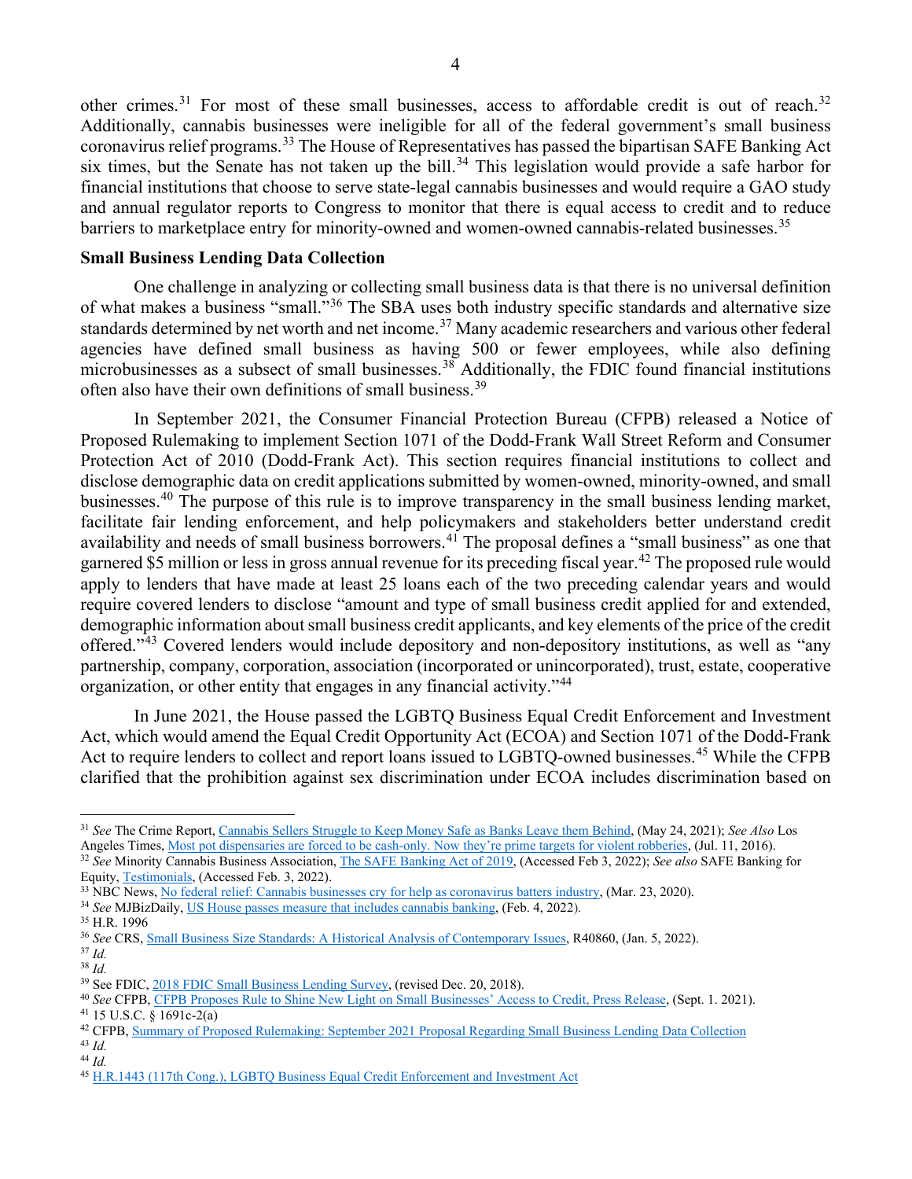other crimes.[31] For most of these small businesses, access to affordable credit is out of reach.[32] Additionally, cannabis businesses were ineligible for all of the federal government's small business coronavirus relief programs.[33] The House of Representatives has passed the bipartisan SAFE Banking Act six times, but the Senate has not taken up the bill.[34] This legislation would provide a safe harbor for financial institutions that choose to serve state-legal cannabis businesses and would require a GAO study and annual regulator reports to Congress to monitor that there is equal access to credit and to reduce barriers to marketplace entry for minority-owned and women-owned cannabis-related businesses.[35]

**Small Business Lending Data Collection**

One challenge in analyzing or collecting small business data is that there is no universal definition of what makes a business "small."[36] The SBA uses both industry specific standards and alternative size standards determined by net worth and net income.[37] Many academic researchers and various other federal agencies have defined small business as having 500 or fewer employees, while also defining microbusinesses as a subset of small businesses.[38] Additionally, the FDIC found financial institutions often also have their own definitions of small business.[39]

In September 2021, the Consumer Financial Protection Bureau (CFPB) released a Notice of Proposed Rulemaking to implement Section 1071 of the Dodd-Frank Wall Street Reform and Consumer Protection Act of 2010 (Dodd-Frank Act). This section requires financial institutions to collect and disclose demographic data on credit applications submitted by women-owned, minority-owned, and small businesses.[40] The purpose of this rule is to improve transparency in the small business lending market, facilitate fair lending enforcement, and help policymakers and stakeholders better understand credit availability and needs of small business borrowers.[41] The proposal defines a "small business" as one that garnered $5 million or less in gross annual revenue for its preceding fiscal year.[42] The proposed rule would apply to lenders that have made at least 25 loans each of the two preceding calendar years and would require covered lenders to disclose "amount and type of small business credit applied for and extended, demographic information about small business credit applicants, and key elements of the price of the credit offered."[43] Covered lenders would include depository and non-depository institutions, as well as "any partnership, company, corporation, association (incorporated or unincorporated), trust, estate, cooperative organization, or other entity that engages in any financial activity."[44]

In June 2021, the House passed the LGBTQ Business Equal Credit Enforcement and Investment Act, which would amend the Equal Credit Opportunity Act (ECOA) and Section 1071 of the Dodd-Frank Act to require lenders to collect and report loans issued to LGBTQ-owned businesses.[45] While the CFPB clarified that the prohibition against sex discrimination under ECOA includes discrimination based on

---

[31] *See* The Crime Report, Cannabis Sellers Struggle to Keep Money Safe as Banks Leave them Behind, (May 24, 2021); *See Also* Los Angeles Times, Most pot dispensaries are forced to be cash-only. Now they're prime targets for violent robberies, (Jul. 11, 2016).

[32] *See* Minority Cannabis Business Association, The SAFE Banking Act of 2019, (Accessed Feb 3, 2022); *See also* SAFE Banking for Equity, Testimonials, (Accessed Feb. 3, 2022).

[33] NBC News, No federal relief: Cannabis businesses cry for help as coronavirus batters industry, (Mar. 23, 2020).

[34] *See* MJBizDaily, US House passes measure that includes cannabis banking, (Feb. 4, 2022).

[35] H.R. 1996

[36] *See* CRS, Small Business Size Standards: A Historical Analysis of Contemporary Issues, R40860, (Jan. 5, 2022).

[37] *Id.*

[38] *Id.*

[39] See FDIC, 2018 FDIC Small Business Lending Survey, (revised Dec. 20, 2018).

[40] *See* CFPB, CFPB Proposes Rule to Shine New Light on Small Businesses' Access to Credit, Press Release, (Sept. 1. 2021).

[41] 15 U.S.C. § 1691c-2(a)

[42] CFPB, Summary of Proposed Rulemaking: September 2021 Proposal Regarding Small Business Lending Data Collection

[43] *Id.*

[44] *Id.*

[45] H.R.1443 (117th Cong.), LGBTQ Business Equal Credit Enforcement and Investment Act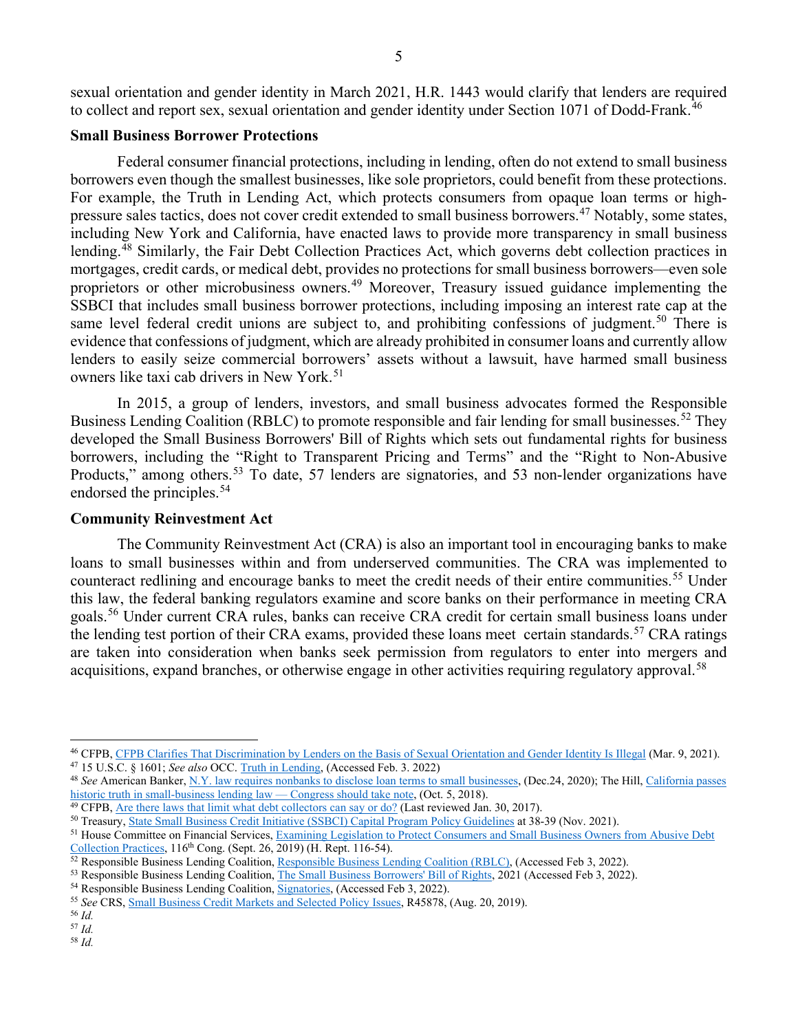sexual orientation and gender identity in March 2021, H.R. 1443 would clarify that lenders are required to collect and report sex, sexual orientation and gender identity under Section 1071 of Dodd-Frank.[46]

**Small Business Borrower Protections**

Federal consumer financial protections, including in lending, often do not extend to small business borrowers even though the smallest businesses, like sole proprietors, could benefit from these protections. For example, the Truth in Lending Act, which protects consumers from opaque loan terms or high-pressure sales tactics, does not cover credit extended to small business borrowers.[47] Notably, some states, including New York and California, have enacted laws to provide more transparency in small business lending.[48] Similarly, the Fair Debt Collection Practices Act, which governs debt collection practices in mortgages, credit cards, or medical debt, provides no protections for small business borrowers—even sole proprietors or other microbusiness owners.[49] Moreover, Treasury issued guidance implementing the SSBCI that includes small business borrower protections, including imposing an interest rate cap at the same level federal credit unions are subject to, and prohibiting confessions of judgment.[50] There is evidence that confessions of judgment, which are already prohibited in consumer loans and currently allow lenders to easily seize commercial borrowers' assets without a lawsuit, have harmed small business owners like taxi cab drivers in New York.[51]

In 2015, a group of lenders, investors, and small business advocates formed the Responsible Business Lending Coalition (RBLC) to promote responsible and fair lending for small businesses.[52] They developed the Small Business Borrowers' Bill of Rights which sets out fundamental rights for business borrowers, including the "Right to Transparent Pricing and Terms" and the "Right to Non-Abusive Products," among others.[53] To date, 57 lenders are signatories, and 53 non-lender organizations have endorsed the principles.[54]

**Community Reinvestment Act**

The Community Reinvestment Act (CRA) is also an important tool in encouraging banks to make loans to small businesses within and from underserved communities. The CRA was implemented to counteract redlining and encourage banks to meet the credit needs of their entire communities.[55] Under this law, the federal banking regulators examine and score banks on their performance in meeting CRA goals.[56] Under current CRA rules, banks can receive CRA credit for certain small business loans under the lending test portion of their CRA exams, provided these loans meet certain standards.[57] CRA ratings are taken into consideration when banks seek permission from regulators to enter into mergers and acquisitions, expand branches, or otherwise engage in other activities requiring regulatory approval.[58]

---

[46] CFPB, CFPB Clarifies That Discrimination by Lenders on the Basis of Sexual Orientation and Gender Identity Is Illegal (Mar. 9, 2021).

[47] 15 U.S.C. § 1601; *See also* OCC. Truth in Lending, (Accessed Feb. 3. 2022)

[48] *See* American Banker, N.Y. law requires nonbanks to disclose loan terms to small businesses, (Dec.24, 2020); The Hill, California passes historic truth in small-business lending law — Congress should take note, (Oct. 5, 2018).

[49] CFPB, Are there laws that limit what debt collectors can say or do? (Last reviewed Jan. 30, 2017).

[50] Treasury, State Small Business Credit Initiative (SSBCI) Capital Program Policy Guidelines at 38-39 (Nov. 2021).

[51] House Committee on Financial Services, Examining Legislation to Protect Consumers and Small Business Owners from Abusive Debt Collection Practices, 116th Cong. (Sept. 26, 2019) (H. Rept. 116-54).

[52] Responsible Business Lending Coalition, Responsible Business Lending Coalition (RBLC), (Accessed Feb 3, 2022).

[53] Responsible Business Lending Coalition, The Small Business Borrowers' Bill of Rights, 2021 (Accessed Feb 3, 2022).

[54] Responsible Business Lending Coalition, Signatories, (Accessed Feb 3, 2022).

[55] *See* CRS, Small Business Credit Markets and Selected Policy Issues, R45878, (Aug. 20, 2019).

[56] *Id.*

[57] *Id.*

[58] *Id.*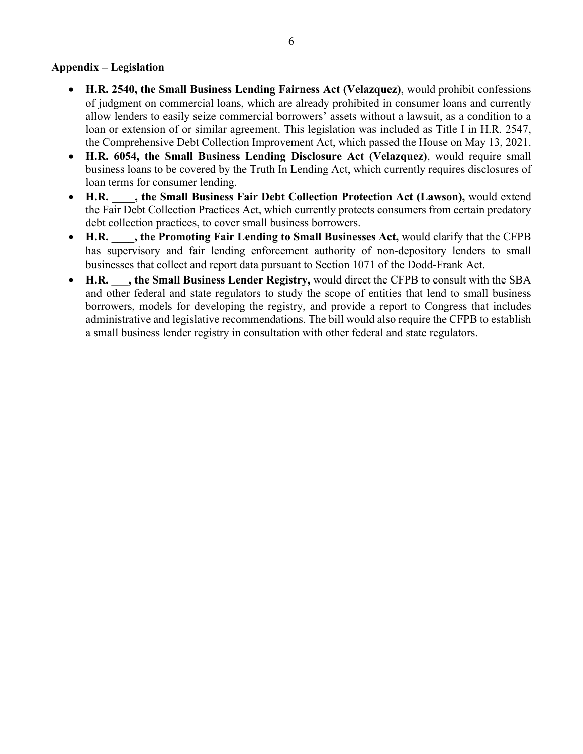**Appendix – Legislation**

- **H.R. 2540, the Small Business Lending Fairness Act (Velazquez)**, would prohibit confessions of judgment on commercial loans, which are already prohibited in consumer loans and currently allow lenders to easily seize commercial borrowers' assets without a lawsuit, as a condition to a loan or extension of or similar agreement. This legislation was included as Title I in H.R. 2547, the Comprehensive Debt Collection Improvement Act, which passed the House on May 13, 2021.
- **H.R. 6054, the Small Business Lending Disclosure Act (Velazquez)**, would require small business loans to be covered by the Truth In Lending Act, which currently requires disclosures of loan terms for consumer lending.
- **H.R. ____, the Small Business Fair Debt Collection Protection Act (Lawson),** would extend the Fair Debt Collection Practices Act, which currently protects consumers from certain predatory debt collection practices, to cover small business borrowers.
- **H.R. ____, the Promoting Fair Lending to Small Businesses Act,** would clarify that the CFPB has supervisory and fair lending enforcement authority of non-depository lenders to small businesses that collect and report data pursuant to Section 1071 of the Dodd-Frank Act.
- **H.R. ___, the Small Business Lender Registry,** would direct the CFPB to consult with the SBA and other federal and state regulators to study the scope of entities that lend to small business borrowers, models for developing the registry, and provide a report to Congress that includes administrative and legislative recommendations. The bill would also require the CFPB to establish a small business lender registry in consultation with other federal and state regulators.